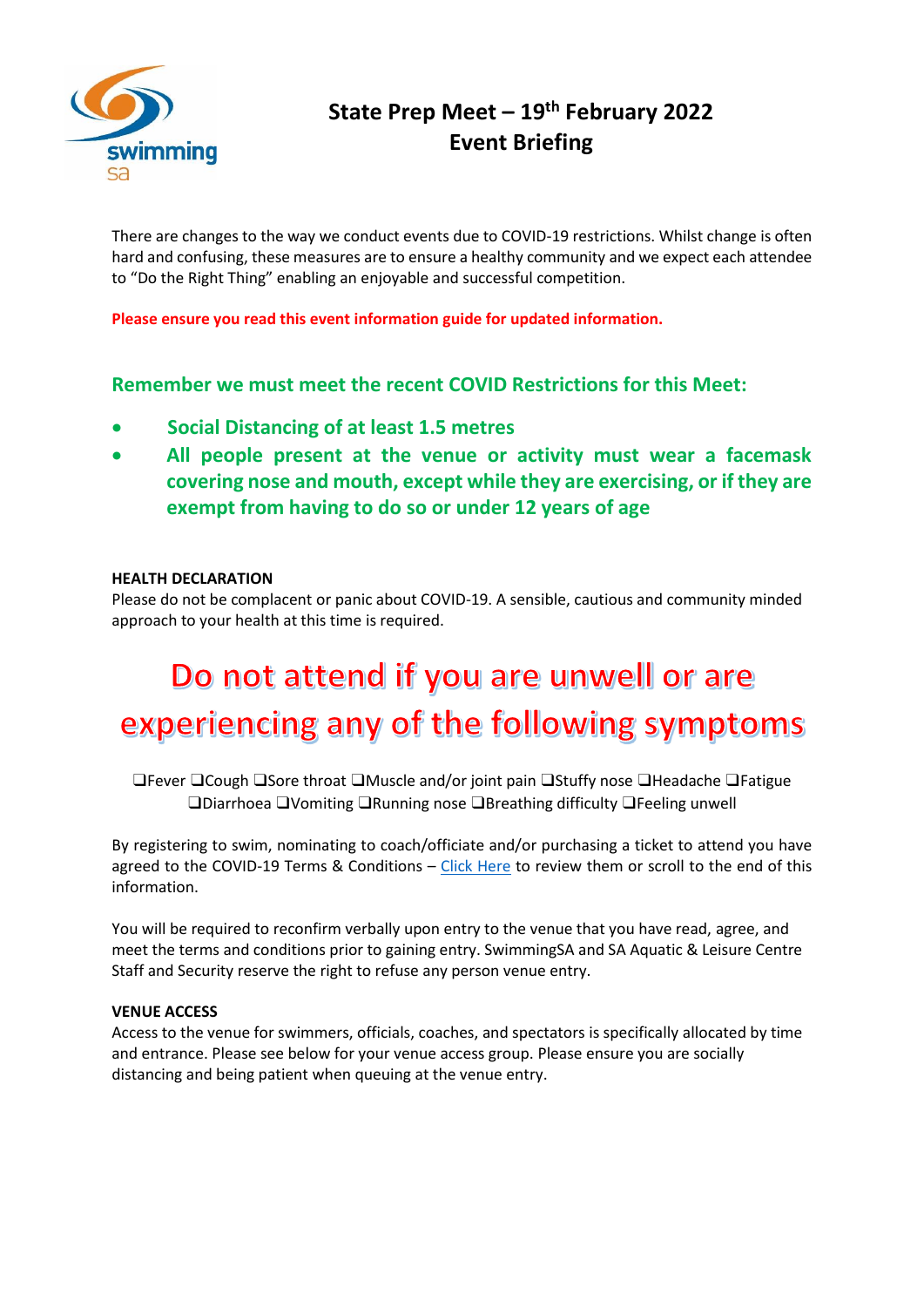# State Prep Meet – 19th February 2022
# Event Briefing

There are changes to the way we conduct events due to COVID-19 restrictions. Whilst change is often hard and confusing, these measures are to ensure a healthy community and we expect each attendee to "Do the Right Thing" enabling an enjoyable and successful competition.

**Please ensure you read this event information guide for updated information.**

## Remember we must meet the recent COVID Restrictions for this Meet:

- **Social Distancing of at least 1.5 metres**
- **All people present at the venue or activity must wear a facemask covering nose and mouth, except while they are exercising, or if they are exempt from having to do so or under 12 years of age**

**HEALTH DECLARATION**

Please do not be complacent or panic about COVID-19. A sensible, cautious and community minded approach to your health at this time is required.

# Do not attend if you are unwell or are experiencing any of the following symptoms

❑Fever ❑Cough ❑Sore throat ❑Muscle and/or joint pain ❑Stuffy nose ❑Headache ❑Fatigue ❑Diarrhoea ❑Vomiting ❑Running nose ❑Breathing difficulty ❑Feeling unwell

By registering to swim, nominating to coach/officiate and/or purchasing a ticket to attend you have agreed to the COVID-19 Terms & Conditions – Click Here to review them or scroll to the end of this information.

You will be required to reconfirm verbally upon entry to the venue that you have read, agree, and meet the terms and conditions prior to gaining entry. SwimmingSA and SA Aquatic & Leisure Centre Staff and Security reserve the right to refuse any person venue entry.

**VENUE ACCESS**

Access to the venue for swimmers, officials, coaches, and spectators is specifically allocated by time and entrance. Please see below for your venue access group. Please ensure you are socially distancing and being patient when queuing at the venue entry.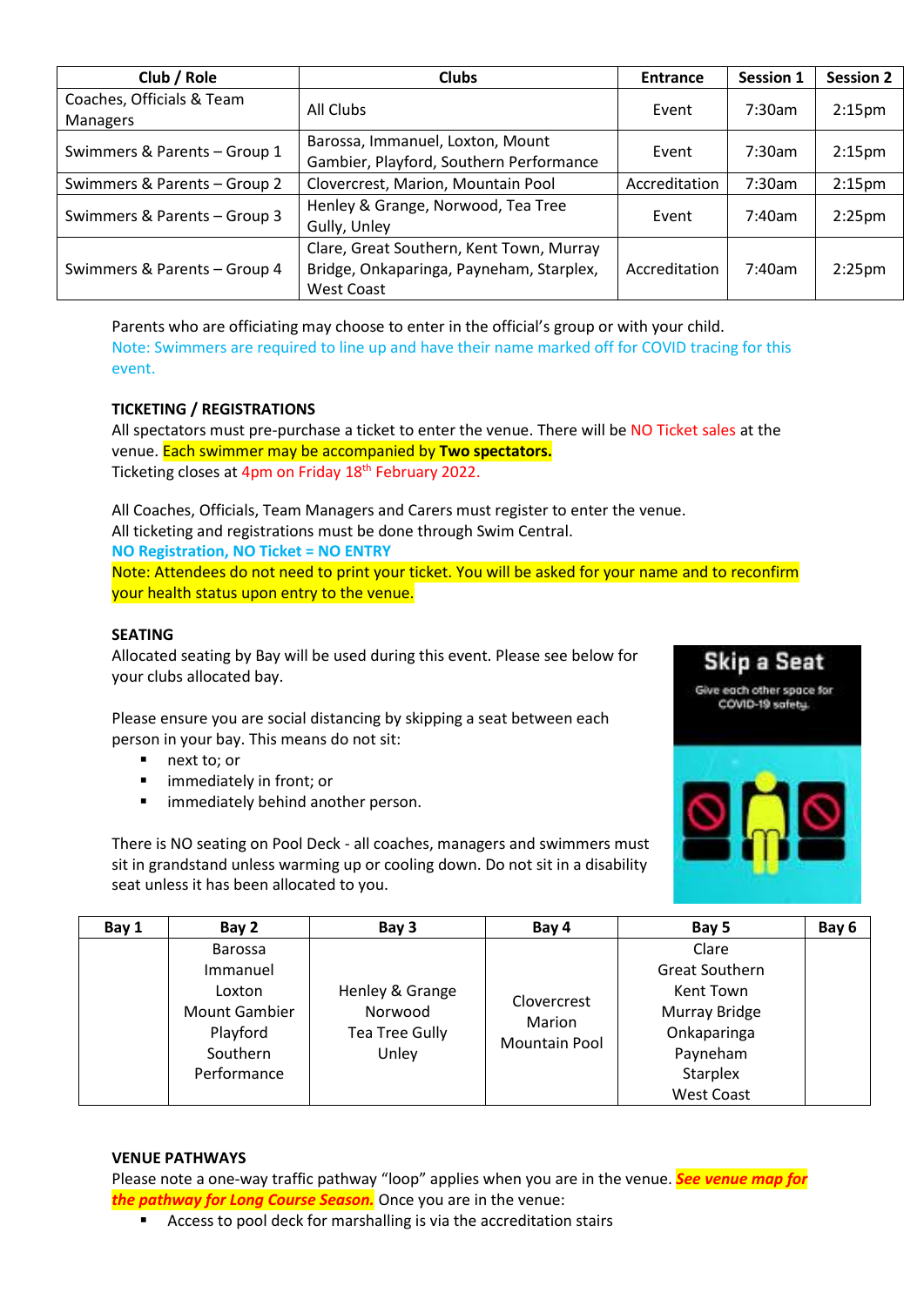| Club / Role | Clubs | Entrance | Session 1 | Session 2 |
| --- | --- | --- | --- | --- |
| Coaches, Officials & Team Managers | All Clubs | Event | 7:30am | 2:15pm |
| Swimmers & Parents – Group 1 | Barossa, Immanuel, Loxton, Mount Gambier, Playford, Southern Performance | Event | 7:30am | 2:15pm |
| Swimmers & Parents – Group 2 | Clovercrest, Marion, Mountain Pool | Accreditation | 7:30am | 2:15pm |
| Swimmers & Parents – Group 3 | Henley & Grange, Norwood, Tea Tree Gully, Unley | Event | 7:40am | 2:25pm |
| Swimmers & Parents – Group 4 | Clare, Great Southern, Kent Town, Murray Bridge, Onkaparinga, Payneham, Starplex, West Coast | Accreditation | 7:40am | 2:25pm |

Parents who are officiating may choose to enter in the official's group or with your child.
Note: Swimmers are required to line up and have their name marked off for COVID tracing for this event.

**TICKETING / REGISTRATIONS**

All spectators must pre-purchase a ticket to enter the venue. There will be NO Ticket sales at the venue. Each swimmer may be accompanied by **Two spectators.**
Ticketing closes at 4pm on Friday 18th February 2022.

All Coaches, Officials, Team Managers and Carers must register to enter the venue.
All ticketing and registrations must be done through Swim Central.
**NO Registration, NO Ticket = NO ENTRY**
Note: Attendees do not need to print your ticket. You will be asked for your name and to reconfirm your health status upon entry to the venue.

**SEATING**

Allocated seating by Bay will be used during this event. Please see below for your clubs allocated bay.

Please ensure you are social distancing by skipping a seat between each person in your bay. This means do not sit:

- next to; or
- immediately in front; or
- immediately behind another person.

There is NO seating on Pool Deck - all coaches, managers and swimmers must sit in grandstand unless warming up or cooling down. Do not sit in a disability seat unless it has been allocated to you.

Skip a Seat
Give each other space for COVID-19 safety.

| Bay 1 | Bay 2 | Bay 3 | Bay 4 | Bay 5 | Bay 6 |
| --- | --- | --- | --- | --- | --- |
| | Barossa<br>Immanuel<br>Loxton<br>Mount Gambier<br>Playford<br>Southern Performance | Henley & Grange<br>Norwood<br>Tea Tree Gully<br>Unley | Clovercrest<br>Marion<br>Mountain Pool | Clare<br>Great Southern<br>Kent Town<br>Murray Bridge<br>Onkaparinga<br>Payneham<br>Starplex<br>West Coast | |

**VENUE PATHWAYS**

Please note a one-way traffic pathway "loop" applies when you are in the venue. ***See venue map for the pathway for Long Course Season.*** Once you are in the venue:

- Access to pool deck for marshalling is via the accreditation stairs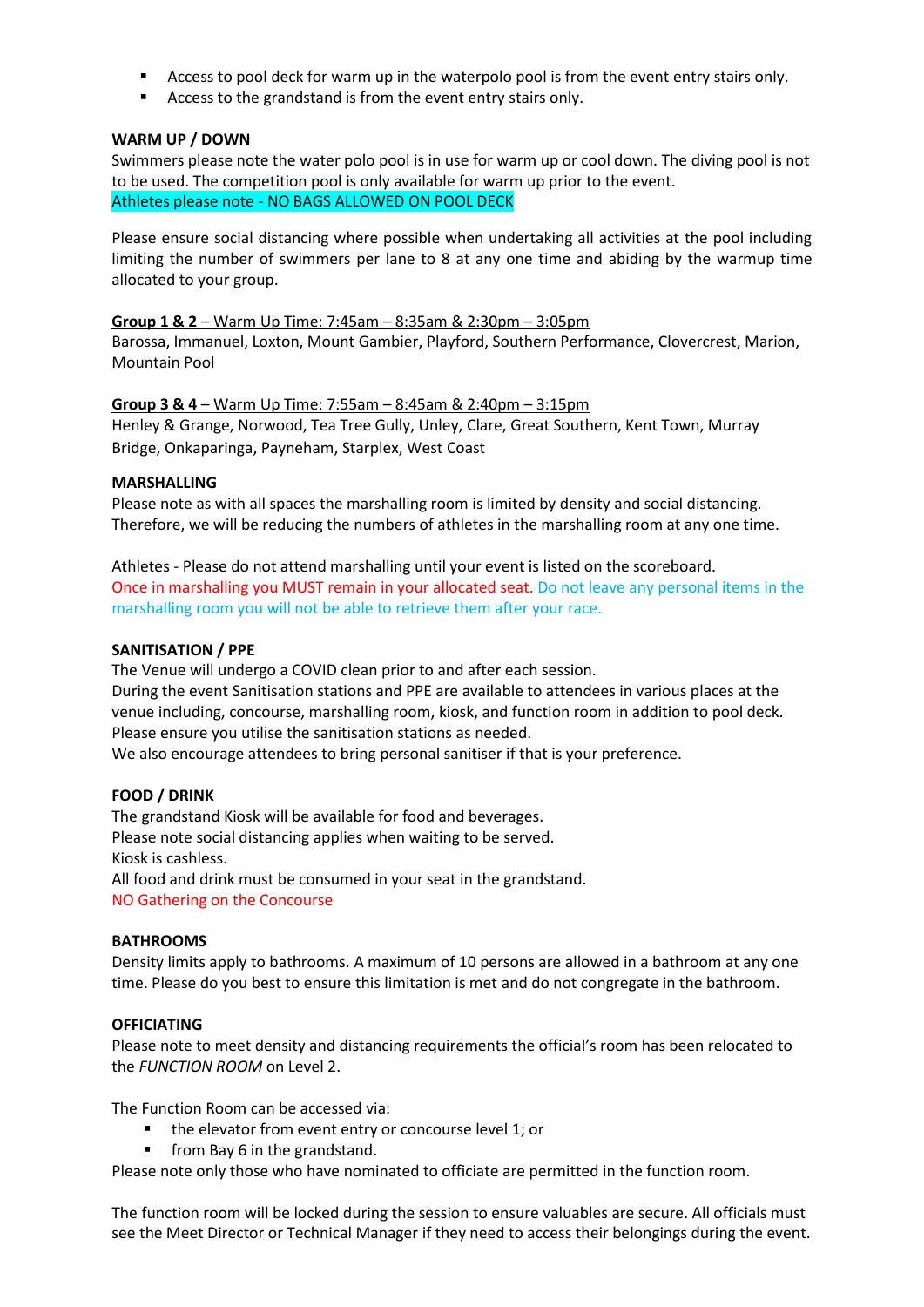- Access to pool deck for warm up in the waterpolo pool is from the event entry stairs only.
- Access to the grandstand is from the event entry stairs only.

**WARM UP / DOWN**

Swimmers please note the water polo pool is in use for warm up or cool down. The diving pool is not to be used. The competition pool is only available for warm up prior to the event.
Athletes please note - NO BAGS ALLOWED ON POOL DECK

Please ensure social distancing where possible when undertaking all activities at the pool including limiting the number of swimmers per lane to 8 at any one time and abiding by the warmup time allocated to your group.

**Group 1 & 2** – Warm Up Time: 7:45am – 8:35am & 2:30pm – 3:05pm
Barossa, Immanuel, Loxton, Mount Gambier, Playford, Southern Performance, Clovercrest, Marion, Mountain Pool

**Group 3 & 4** – Warm Up Time: 7:55am – 8:45am 2:40pm – 3:15pm
Henley & Grange, Norwood, Tea Tree Gully, Unley, Clare, Great Southern, Kent Town, Murray Bridge, Onkaparinga, Payneham, Starplex, West Coast

**MARSHALLING**

Please note as with all spaces the marshalling room is limited by density and social distancing. Therefore, we will be reducing the numbers of athletes in the marshalling room at any one time.

Athletes - Please do not attend marshalling until your event is listed on the scoreboard.
Once in marshalling you MUST remain in your allocated seat. Do not leave any personal items in the marshalling room you will not be able to retrieve them after your race.

**SANITISATION / PPE**

The Venue will undergo a COVID clean prior to and after each session.
During the event Sanitisation stations and PPE are available to attendees in various places at the venue including, concourse, marshalling room, kiosk, and function room in addition to pool deck. Please ensure you utilise the sanitisation stations as needed.
We also encourage attendees to bring personal sanitiser if that is your preference.

**FOOD / DRINK**

The grandstand Kiosk will be available for food and beverages.
Please note social distancing applies when waiting to be served.
Kiosk is cashless.
All food and drink must be consumed in your seat in the grandstand.
NO Gathering on the Concourse

**BATHROOMS**

Density limits apply to bathrooms. A maximum of 10 persons are allowed in a bathroom at any one time. Please do you best to ensure this limitation is met and do not congregate in the bathroom.

**OFFICIATING**

Please note to meet density and distancing requirements the official's room has been relocated to the *FUNCTION ROOM* on Level 2.

The Function Room can be accessed via:

- the elevator from event entry or concourse level 1; or
- from Bay 6 in the grandstand.

Please note only those who have nominated to officiate are permitted in the function room.

The function room will be locked during the session to ensure valuables are secure. All officials must see the Meet Director or Technical Manager if they need to access their belongings during the event.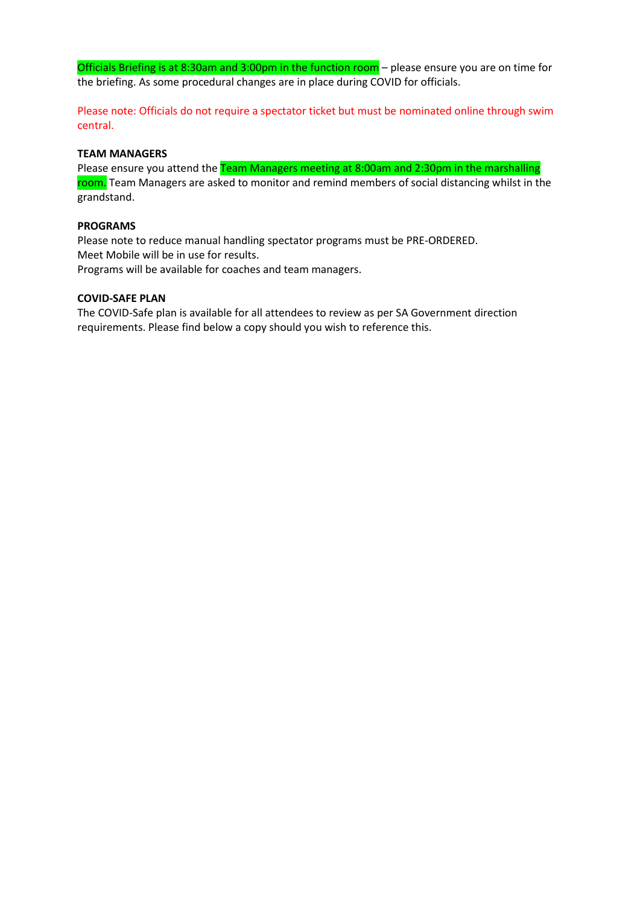Officials Briefing is at 8:30am and 3:00pm in the function room – please ensure you are on time for the briefing. As some procedural changes are in place during COVID for officials.

Please note: Officials do not require a spectator ticket but must be nominated online through swim central.

**TEAM MANAGERS**

Please ensure you attend the Team Managers meeting at 8:00am and 2:30pm in the marshalling room. Team Managers are asked to monitor and remind members of social distancing whilst in the grandstand.

**PROGRAMS**

Please note to reduce manual handling spectator programs must be PRE-ORDERED.
Meet Mobile will be in use for results.
Programs will be available for coaches and team managers.

**COVID-SAFE PLAN**

The COVID-Safe plan is available for all attendees to review as per SA Government direction requirements. Please find below a copy should you wish to reference this.